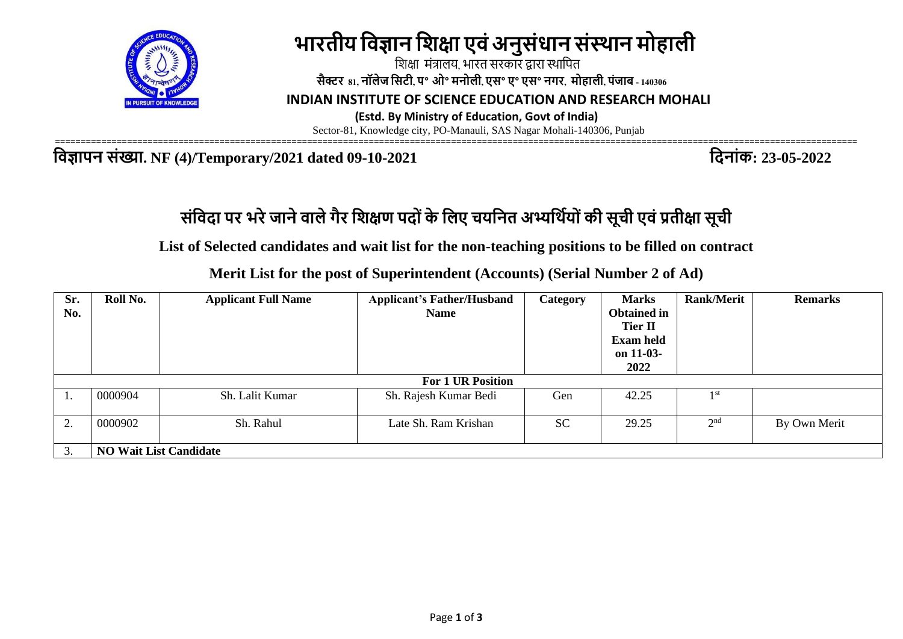# भारतीय विज्ञान शिक्षा एवं अनुसंधान संस्थान मोहाली

शिक्षा मंत्रालय, भारत सरकार द्वारा स्थापित

**सैक्टर 81, नॉलेज सिटी, प॰ ओ॰ मनोली, एस॰ ए॰ एस॰ नगर, मोहाली, पंजाब - 140306**

**INDIAN INSTITUTE OF SCIENCE EDUCATION AND RESEARCH MOHALI**

**(Estd. By Ministry of Education, Govt of India)**

Sector-81, Knowledge city, PO-Manauli, SAS Nagar Mohali-140306, Punjab

**विज्ञापन संख्या. NF (4)/Temporary/2021 dated 09-10-2021** **दिनांक: 23-05-2022**

## संविदा पर भरे जाने वाले गैर शिक्षण पदों के लिए चयनित अभ्यर्थियों की सूची एवं प्रतीक्षा सूची

**List of Selected candidates and wait list for the non-teaching positions to be filled on contract**

**Merit List for the post of Superintendent (Accounts) (Serial Number 2 of Ad)**

| Sr. No. | Roll No. | Applicant Full Name | Applicant's Father/Husband Name | Category | Marks Obtained in Tier II Exam held on 11-03-2022 | Rank/Merit | Remarks |
|---|---|---|---|---|---|---|---|
| **For 1 UR Position** | | | | | | | |
| 1. | 0000904 | Sh. Lalit Kumar | Sh. Rajesh Kumar Bedi | Gen | 42.25 | 1st | |
| 2. | 0000902 | Sh. Rahul | Late Sh. Ram Krishan | SC | 29.25 | 2nd | By Own Merit |
| 3. | **NO Wait List Candidate** | | | | | | |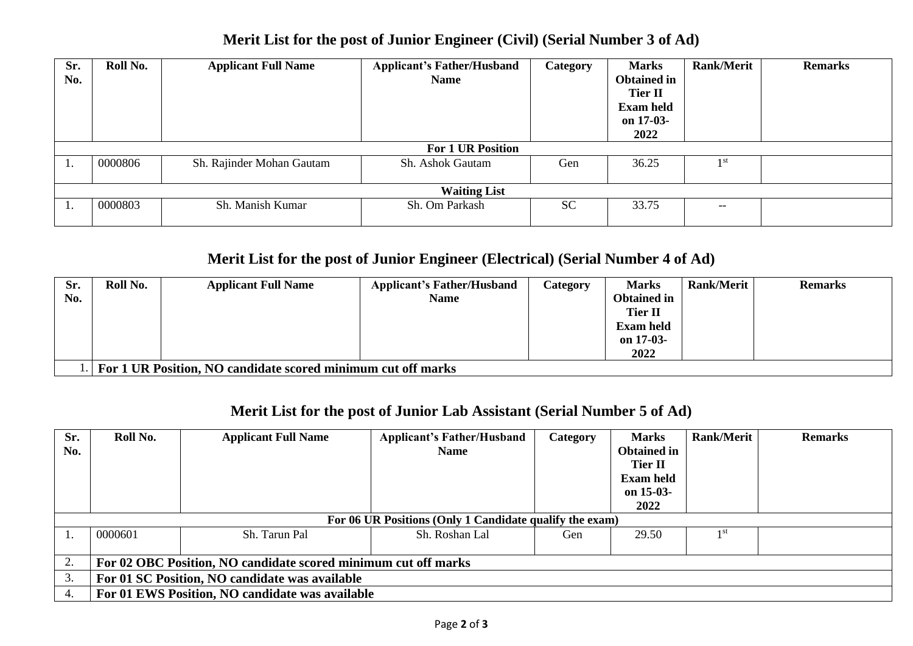## Merit List for the post of Junior Engineer (Civil) (Serial Number 3 of Ad)

| Sr. No. | Roll No. | Applicant Full Name | Applicant's Father/Husband Name | Category | Marks Obtained in Tier II Exam held on 17-03-2022 | Rank/Merit | Remarks |
|---|---|---|---|---|---|---|---|
| **For 1 UR Position** | | | | | | | |
| 1. | 0000806 | Sh. Rajinder Mohan Gautam | Sh. Ashok Gautam | Gen | 36.25 | 1st | |
| **Waiting List** | | | | | | | |
| 1. | 0000803 | Sh. Manish Kumar | Sh. Om Parkash | SC | 33.75 | -- | |

## Merit List for the post of Junior Engineer (Electrical) (Serial Number 4 of Ad)

| Sr. No. | Roll No. | Applicant Full Name | Applicant's Father/Husband Name | Category | Marks Obtained in Tier II Exam held on 17-03-2022 | Rank/Merit | Remarks |
|---|---|---|---|---|---|---|---|
| 1. | **For 1 UR Position, NO candidate scored minimum cut off marks** | | | | | | |

## Merit List for the post of Junior Lab Assistant (Serial Number 5 of Ad)

| Sr. No. | Roll No. | Applicant Full Name | Applicant's Father/Husband Name | Category | Marks Obtained in Tier II Exam held on 15-03-2022 | Rank/Merit | Remarks |
|---|---|---|---|---|---|---|---|
| **For 06 UR Positions (Only 1 Candidate qualify the exam)** | | | | | | | |
| 1. | 0000601 | Sh. Tarun Pal | Sh. Roshan Lal | Gen | 29.50 | 1st | |
| 2. | **For 02 OBC Position, NO candidate scored minimum cut off marks** | | | | | | |
| 3. | **For 01 SC Position, NO candidate was available** | | | | | | |
| 4. | **For 01 EWS Position, NO candidate was available** | | | | | | |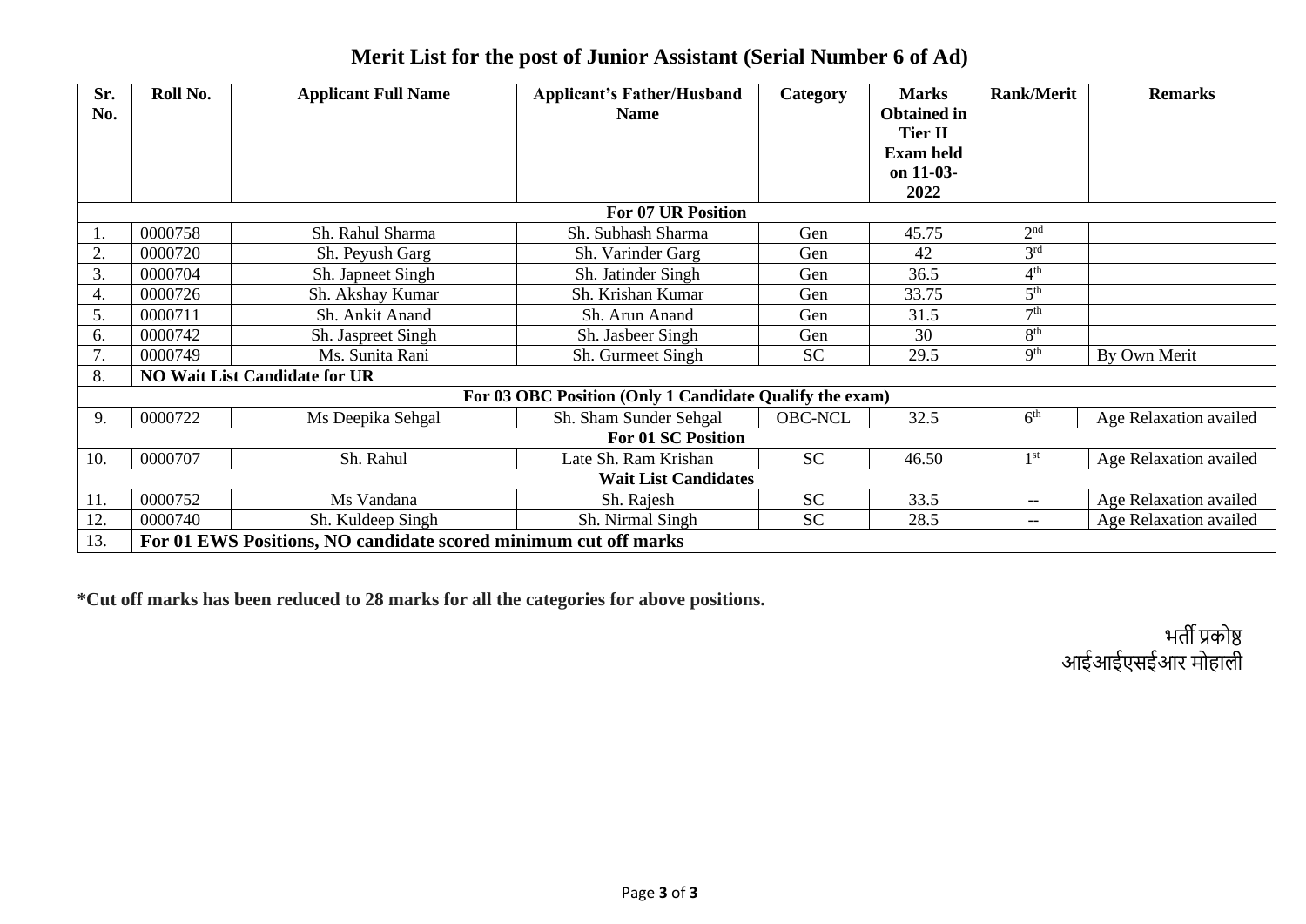# Merit List for the post of Junior Assistant (Serial Number 6 of Ad)

| Sr. No. | Roll No. | Applicant Full Name | Applicant's Father/Husband Name | Category | Marks Obtained in Tier II Exam held on 11-03-2022 | Rank/Merit | Remarks |
|---|---|---|---|---|---|---|---|
| **For 07 UR Position** | | | | | | | |
| 1. | 0000758 | Sh. Rahul Sharma | Sh. Subhash Sharma | Gen | 45.75 | 2nd | |
| 2. | 0000720 | Sh. Peyush Garg | Sh. Varinder Garg | Gen | 42 | 3rd | |
| 3. | 0000704 | Sh. Japneet Singh | Sh. Jatinder Singh | Gen | 36.5 | 4th | |
| 4. | 0000726 | Sh. Akshay Kumar | Sh. Krishan Kumar | Gen | 33.75 | 5th | |
| 5. | 0000711 | Sh. Ankit Anand | Sh. Arun Anand | Gen | 31.5 | 7th | |
| 6. | 0000742 | Sh. Jaspreet Singh | Sh. Jasbeer Singh | Gen | 30 | 8th | |
| 7. | 0000749 | Ms. Sunita Rani | Sh. Gurmeet Singh | SC | 29.5 | 9th | By Own Merit |
| 8. | **NO Wait List Candidate for UR** | | | | | | |
| **For 03 OBC Position (Only 1 Candidate Qualify the exam)** | | | | | | | |
| 9. | 0000722 | Ms Deepika Sehgal | Sh. Sham Sunder Sehgal | OBC-NCL | 32.5 | 6th | Age Relaxation availed |
| **For 01 SC Position** | | | | | | | |
| 10. | 0000707 | Sh. Rahul | Late Sh. Ram Krishan | SC | 46.50 | 1st | Age Relaxation availed |
| **Wait List Candidates** | | | | | | | |
| 11. | 0000752 | Ms Vandana | Sh. Rajesh | SC | 33.5 | -- | Age Relaxation availed |
| 12. | 0000740 | Sh. Kuldeep Singh | Sh. Nirmal Singh | SC | 28.5 | -- | Age Relaxation availed |
| 13. | **For 01 EWS Positions, NO candidate scored minimum cut off marks** | | | | | | |

**\*Cut off marks has been reduced to 28 marks for all the categories for above positions.**

भर्ती प्रकोष्ठ
आईआईएसईआर मोहाली